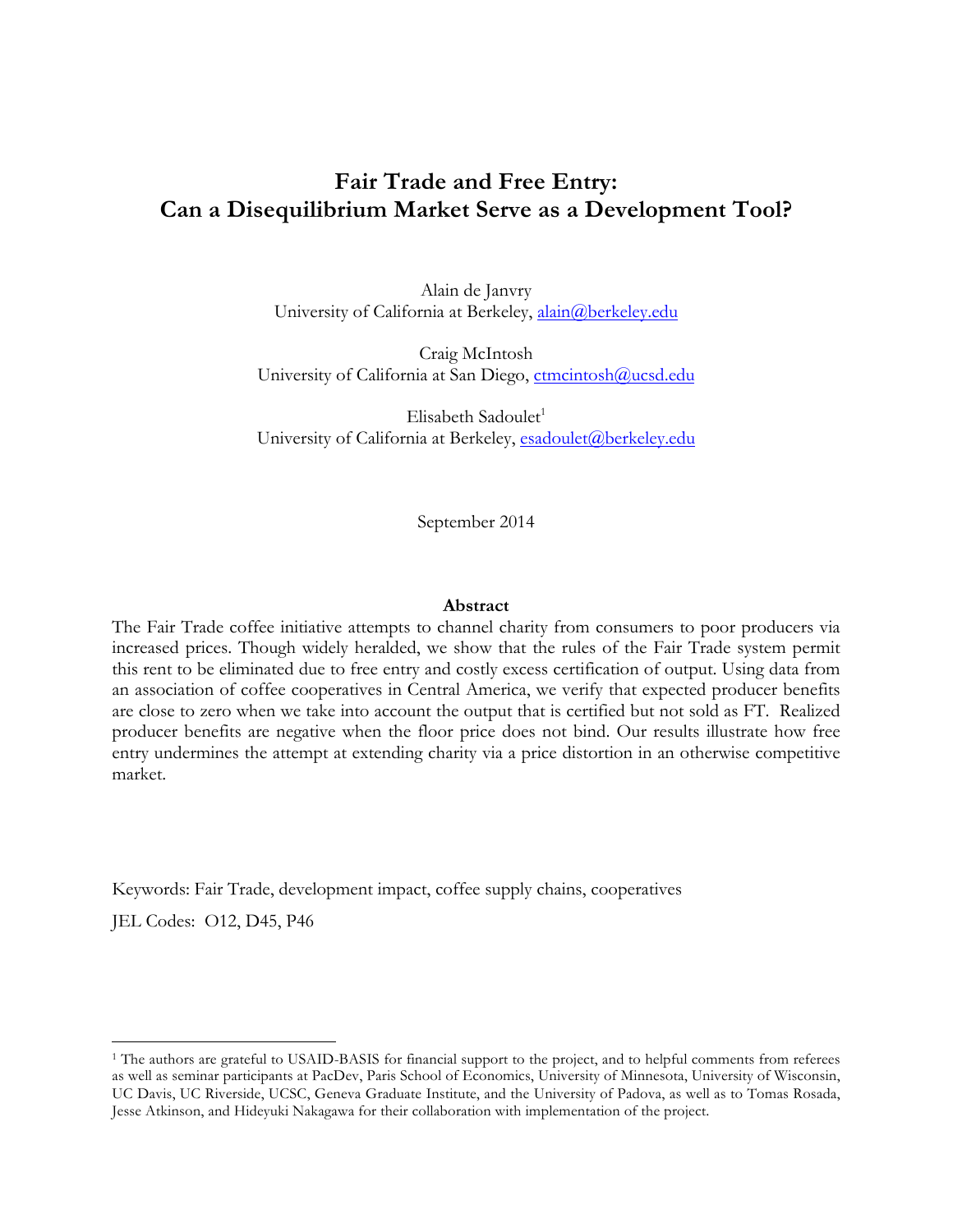# Fair Trade and Free Entry:
# Can a Disequilibrium Market Serve as a Development Tool?

Alain de Janvry
University of California at Berkeley, alain@berkeley.edu

Craig McIntosh
University of California at San Diego, ctmcintosh@ucsd.edu

Elisabeth Sadoulet[1]
University of California at Berkeley, esadoulet@berkeley.edu

September 2014

**Abstract**

The Fair Trade coffee initiative attempts to channel charity from consumers to poor producers via increased prices. Though widely heralded, we show that the rules of the Fair Trade system permit this rent to be eliminated due to free entry and costly excess certification of output. Using data from an association of coffee cooperatives in Central America, we verify that expected producer benefits are close to zero when we take into account the output that is certified but not sold as FT. Realized producer benefits are negative when the floor price does not bind. Our results illustrate how free entry undermines the attempt at extending charity via a price distortion in an otherwise competitive market.

Keywords: Fair Trade, development impact, coffee supply chains, cooperatives

JEL Codes: O12, D45, P46

[1] The authors are grateful to USAID-BASIS for financial support to the project, and to helpful comments from referees as well as seminar participants at PacDev, Paris School of Economics, University of Minnesota, University of Wisconsin, UC Davis, UC Riverside, UCSC, Geneva Graduate Institute, and the University of Padova, as well as to Tomas Rosada, Jesse Atkinson, and Hideyuki Nakagawa for their collaboration with implementation of the project.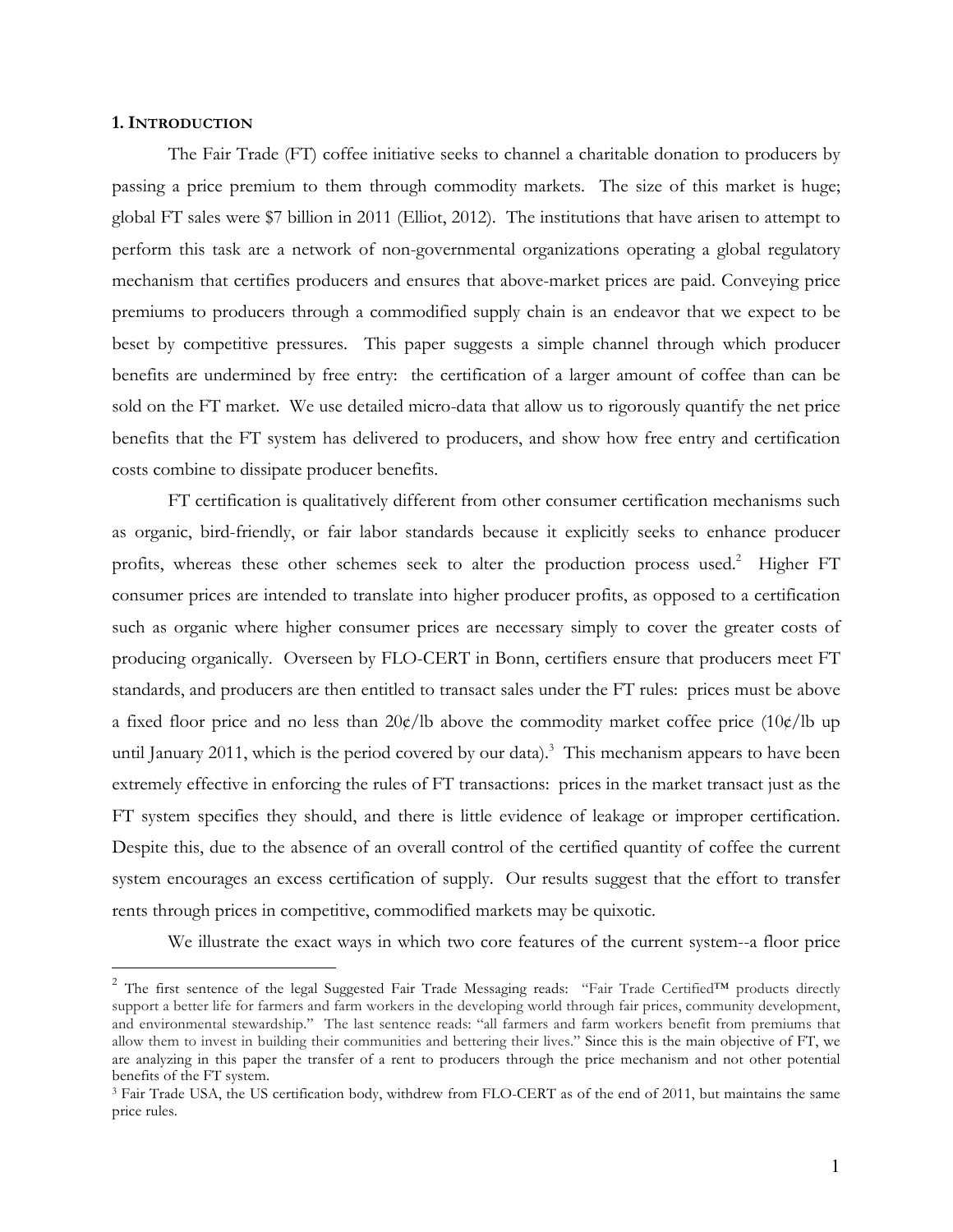## 1. INTRODUCTION

The Fair Trade (FT) coffee initiative seeks to channel a charitable donation to producers by passing a price premium to them through commodity markets. The size of this market is huge; global FT sales were $7 billion in 2011 (Elliot, 2012). The institutions that have arisen to attempt to perform this task are a network of non-governmental organizations operating a global regulatory mechanism that certifies producers and ensures that above-market prices are paid. Conveying price premiums to producers through a commodified supply chain is an endeavor that we expect to be beset by competitive pressures. This paper suggests a simple channel through which producer benefits are undermined by free entry: the certification of a larger amount of coffee than can be sold on the FT market. We use detailed micro-data that allow us to rigorously quantify the net price benefits that the FT system has delivered to producers, and show how free entry and certification costs combine to dissipate producer benefits.

FT certification is qualitatively different from other consumer certification mechanisms such as organic, bird-friendly, or fair labor standards because it explicitly seeks to enhance producer profits, whereas these other schemes seek to alter the production process used.[2] Higher FT consumer prices are intended to translate into higher producer profits, as opposed to a certification such as organic where higher consumer prices are necessary simply to cover the greater costs of producing organically. Overseen by FLO-CERT in Bonn, certifiers ensure that producers meet FT standards, and producers are then entitled to transact sales under the FT rules: prices must be above a fixed floor price and no less than 20¢/lb above the commodity market coffee price (10¢/lb up until January 2011, which is the period covered by our data).[3] This mechanism appears to have been extremely effective in enforcing the rules of FT transactions: prices in the market transact just as the FT system specifies they should, and there is little evidence of leakage or improper certification. Despite this, due to the absence of an overall control of the certified quantity of coffee the current system encourages an excess certification of supply. Our results suggest that the effort to transfer rents through prices in competitive, commodified markets may be quixotic.

We illustrate the exact ways in which two core features of the current system--a floor price

---

[2] The first sentence of the legal Suggested Fair Trade Messaging reads: "Fair Trade Certified™ products directly support a better life for farmers and farm workers in the developing world through fair prices, community development, and environmental stewardship." The last sentence reads: "all farmers and farm workers benefit from premiums that allow them to invest in building their communities and bettering their lives." Since this is the main objective of FT, we are analyzing in this paper the transfer of a rent to producers through the price mechanism and not other potential benefits of the FT system.

[3] Fair Trade USA, the US certification body, withdrew from FLO-CERT as of the end of 2011, but maintains the same price rules.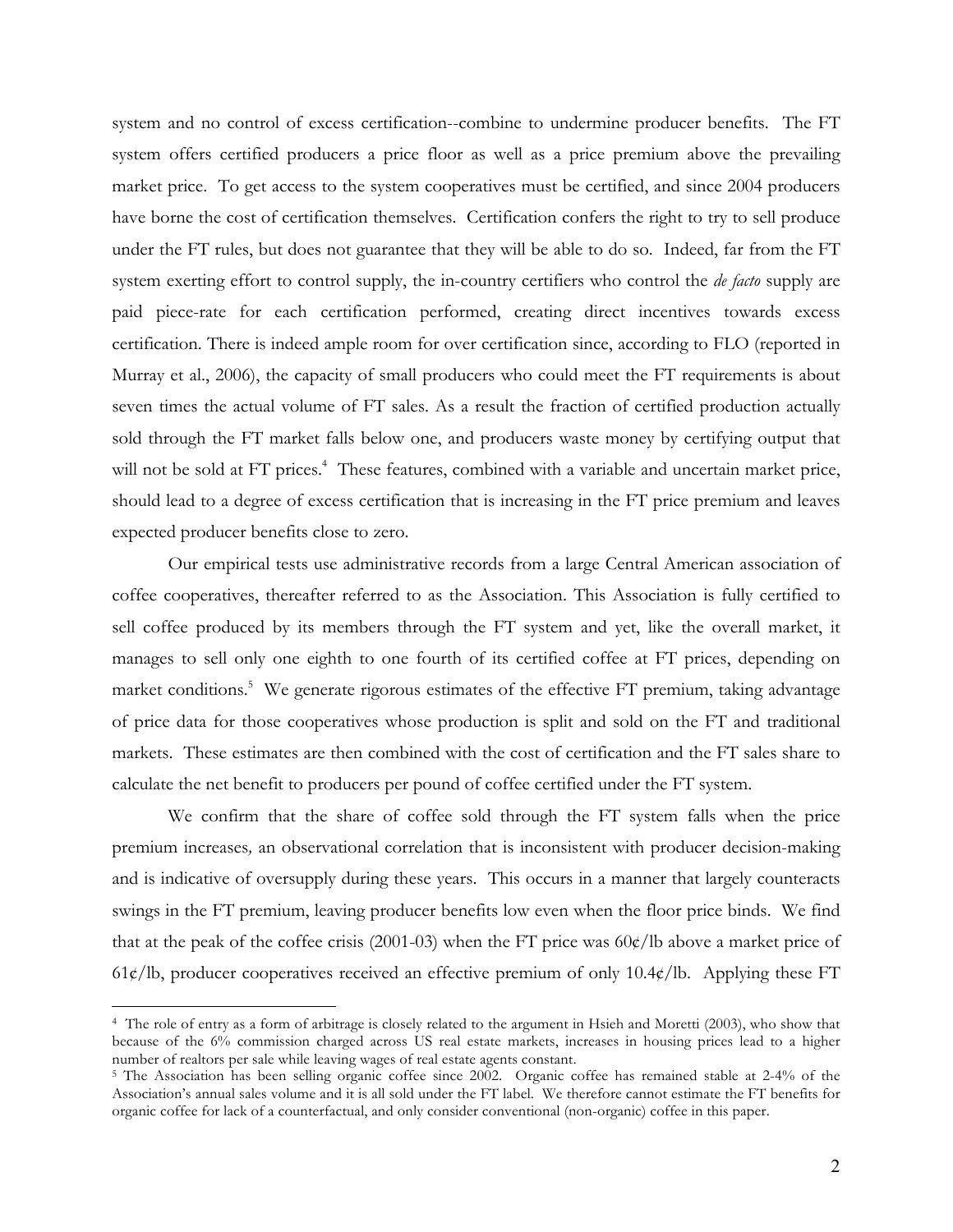system and no control of excess certification--combine to undermine producer benefits. The FT system offers certified producers a price floor as well as a price premium above the prevailing market price. To get access to the system cooperatives must be certified, and since 2004 producers have borne the cost of certification themselves. Certification confers the right to try to sell produce under the FT rules, but does not guarantee that they will be able to do so. Indeed, far from the FT system exerting effort to control supply, the in-country certifiers who control the *de facto* supply are paid piece-rate for each certification performed, creating direct incentives towards excess certification. There is indeed ample room for over certification since, according to FLO (reported in Murray et al., 2006), the capacity of small producers who could meet the FT requirements is about seven times the actual volume of FT sales. As a result the fraction of certified production actually sold through the FT market falls below one, and producers waste money by certifying output that will not be sold at FT prices.[4] These features, combined with a variable and uncertain market price, should lead to a degree of excess certification that is increasing in the FT price premium and leaves expected producer benefits close to zero.

Our empirical tests use administrative records from a large Central American association of coffee cooperatives, thereafter referred to as the Association. This Association is fully certified to sell coffee produced by its members through the FT system and yet, like the overall market, it manages to sell only one eighth to one fourth of its certified coffee at FT prices, depending on market conditions.[5] We generate rigorous estimates of the effective FT premium, taking advantage of price data for those cooperatives whose production is split and sold on the FT and traditional markets. These estimates are then combined with the cost of certification and the FT sales share to calculate the net benefit to producers per pound of coffee certified under the FT system.

We confirm that the share of coffee sold through the FT system falls when the price premium increases*,* an observational correlation that is inconsistent with producer decision-making and is indicative of oversupply during these years. This occurs in a manner that largely counteracts swings in the FT premium, leaving producer benefits low even when the floor price binds. We find that at the peak of the coffee crisis (2001-03) when the FT price was 60¢/lb above a market price of 61¢/lb, producer cooperatives received an effective premium of only 10.4¢/lb. Applying these FT

---

[4] The role of entry as a form of arbitrage is closely related to the argument in Hsieh and Moretti (2003), who show that because of the 6% commission charged across US real estate markets, increases in housing prices lead to a higher number of realtors per sale while leaving wages of real estate agents constant.

[5] The Association has been selling organic coffee since 2002. Organic coffee has remained stable at 2-4% of the Association's annual sales volume and it is all sold under the FT label. We therefore cannot estimate the FT benefits for organic coffee for lack of a counterfactual, and only consider conventional (non-organic) coffee in this paper.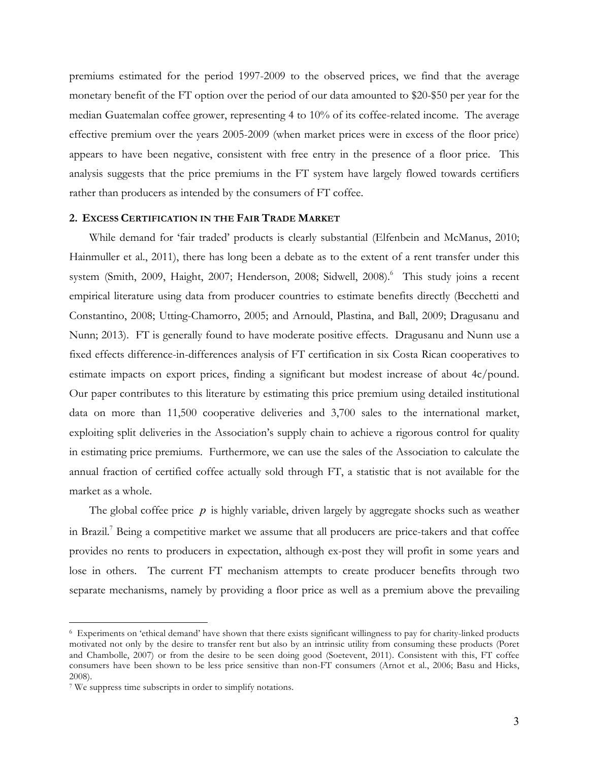premiums estimated for the period 1997-2009 to the observed prices, we find that the average monetary benefit of the FT option over the period of our data amounted to \$20-\$50 per year for the median Guatemalan coffee grower, representing 4 to 10% of its coffee-related income. The average effective premium over the years 2005-2009 (when market prices were in excess of the floor price) appears to have been negative, consistent with free entry in the presence of a floor price. This analysis suggests that the price premiums in the FT system have largely flowed towards certifiers rather than producers as intended by the consumers of FT coffee.

## 2. EXCESS CERTIFICATION IN THE FAIR TRADE MARKET

While demand for 'fair traded' products is clearly substantial (Elfenbein and McManus, 2010; Hainmuller et al., 2011), there has long been a debate as to the extent of a rent transfer under this system (Smith, 2009, Haight, 2007; Henderson, 2008; Sidwell, 2008).[6] This study joins a recent empirical literature using data from producer countries to estimate benefits directly (Becchetti and Constantino, 2008; Utting-Chamorro, 2005; and Arnould, Plastina, and Ball, 2009; Dragusanu and Nunn; 2013). FT is generally found to have moderate positive effects. Dragusanu and Nunn use a fixed effects difference-in-differences analysis of FT certification in six Costa Rican cooperatives to estimate impacts on export prices, finding a significant but modest increase of about 4c/pound. Our paper contributes to this literature by estimating this price premium using detailed institutional data on more than 11,500 cooperative deliveries and 3,700 sales to the international market, exploiting split deliveries in the Association's supply chain to achieve a rigorous control for quality in estimating price premiums. Furthermore, we can use the sales of the Association to calculate the annual fraction of certified coffee actually sold through FT, a statistic that is not available for the market as a whole.

The global coffee price $p$ is highly variable, driven largely by aggregate shocks such as weather in Brazil.[7] Being a competitive market we assume that all producers are price-takers and that coffee provides no rents to producers in expectation, although ex-post they will profit in some years and lose in others. The current FT mechanism attempts to create producer benefits through two separate mechanisms, namely by providing a floor price as well as a premium above the prevailing

---

[6] Experiments on 'ethical demand' have shown that there exists significant willingness to pay for charity-linked products motivated not only by the desire to transfer rent but also by an intrinsic utility from consuming these products (Poret and Chambolle, 2007) or from the desire to be seen doing good (Soetevent, 2011). Consistent with this, FT coffee consumers have been shown to be less price sensitive than non-FT consumers (Arnot et al., 2006; Basu and Hicks, 2008).

[7] We suppress time subscripts in order to simplify notations.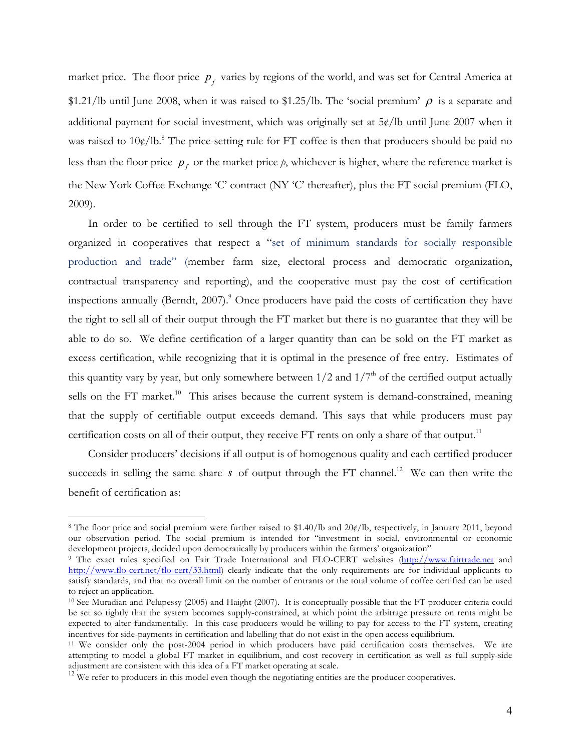market price. The floor price $p_f$ varies by regions of the world, and was set for Central America at \$1.21/lb until June 2008, when it was raised to \$1.25/lb. The 'social premium' $\rho$ is a separate and additional payment for social investment, which was originally set at 5¢/lb until June 2007 when it was raised to 10¢/lb.[8] The price-setting rule for FT coffee is then that producers should be paid no less than the floor price $p_f$ or the market price $p$, whichever is higher, where the reference market is the New York Coffee Exchange 'C' contract (NY 'C' thereafter), plus the FT social premium (FLO, 2009).

In order to be certified to sell through the FT system, producers must be family farmers organized in cooperatives that respect a "set of minimum standards for socially responsible production and trade" (member farm size, electoral process and democratic organization, contractual transparency and reporting), and the cooperative must pay the cost of certification inspections annually (Berndt, 2007).[9] Once producers have paid the costs of certification they have the right to sell all of their output through the FT market but there is no guarantee that they will be able to do so. We define certification of a larger quantity than can be sold on the FT market as excess certification, while recognizing that it is optimal in the presence of free entry. Estimates of this quantity vary by year, but only somewhere between 1/2 and 1/7th of the certified output actually sells on the FT market.[10] This arises because the current system is demand-constrained, meaning that the supply of certifiable output exceeds demand. This says that while producers must pay certification costs on all of their output, they receive FT rents on only a share of that output.[11]

Consider producers' decisions if all output is of homogenous quality and each certified producer succeeds in selling the same share $s$ of output through the FT channel.[12] We can then write the benefit of certification as:

---

[8] The floor price and social premium were further raised to \$1.40/lb and 20¢/lb, respectively, in January 2011, beyond our observation period. The social premium is intended for "investment in social, environmental or economic development projects, decided upon democratically by producers within the farmers' organization"

[9] The exact rules specified on Fair Trade International and FLO-CERT websites (http://www.fairtrade.net and http://www.flo-cert.net/flo-cert/33.html) clearly indicate that the only requirements are for individual applicants to satisfy standards, and that no overall limit on the number of entrants or the total volume of coffee certified can be used to reject an application.

[10] See Muradian and Pelupessy (2005) and Haight (2007). It is conceptually possible that the FT producer criteria could be set so tightly that the system becomes supply-constrained, at which point the arbitrage pressure on rents might be expected to alter fundamentally. In this case producers would be willing to pay for access to the FT system, creating incentives for side-payments in certification and labelling that do not exist in the open access equilibrium.

[11] We consider only the post-2004 period in which producers have paid certification costs themselves. We are attempting to model a global FT market in equilibrium, and cost recovery in certification as well as full supply-side adjustment are consistent with this idea of a FT market operating at scale.

[12] We refer to producers in this model even though the negotiating entities are the producer cooperatives.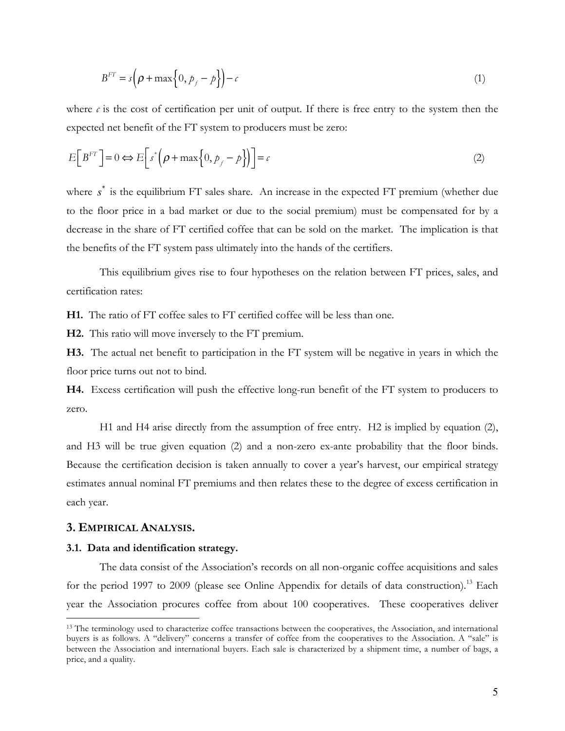$$B^{FT} = s\left(\rho + \max\left\{0, p_f - p\right\}\right) - c \tag{1}$$

where $c$ is the cost of certification per unit of output. If there is free entry to the system then the expected net benefit of the FT system to producers must be zero:

$$E\left[B^{FT}\right] = 0 \Leftrightarrow E\left[s^*\left(\rho + \max\left\{0, p_f - p\right\}\right)\right] = c \tag{2}$$

where $s^*$ is the equilibrium FT sales share. An increase in the expected FT premium (whether due to the floor price in a bad market or due to the social premium) must be compensated for by a decrease in the share of FT certified coffee that can be sold on the market. The implication is that the benefits of the FT system pass ultimately into the hands of the certifiers.

This equilibrium gives rise to four hypotheses on the relation between FT prices, sales, and certification rates:

**H1.** The ratio of FT coffee sales to FT certified coffee will be less than one.

**H2.** This ratio will move inversely to the FT premium.

**H3.** The actual net benefit to participation in the FT system will be negative in years in which the floor price turns out not to bind.

**H4.** Excess certification will push the effective long-run benefit of the FT system to producers to zero.

H1 and H4 arise directly from the assumption of free entry. H2 is implied by equation (2), and H3 will be true given equation (2) and a non-zero ex-ante probability that the floor binds. Because the certification decision is taken annually to cover a year's harvest, our empirical strategy estimates annual nominal FT premiums and then relates these to the degree of excess certification in each year.

## 3. Empirical Analysis.

### 3.1. Data and identification strategy.

The data consist of the Association's records on all non-organic coffee acquisitions and sales for the period 1997 to 2009 (please see Online Appendix for details of data construction).[13] Each year the Association procures coffee from about 100 cooperatives. These cooperatives deliver

[13] The terminology used to characterize coffee transactions between the cooperatives, the Association, and international buyers is as follows. A "delivery" concerns a transfer of coffee from the cooperatives to the Association. A "sale" is between the Association and international buyers. Each sale is characterized by a shipment time, a number of bags, a price, and a quality.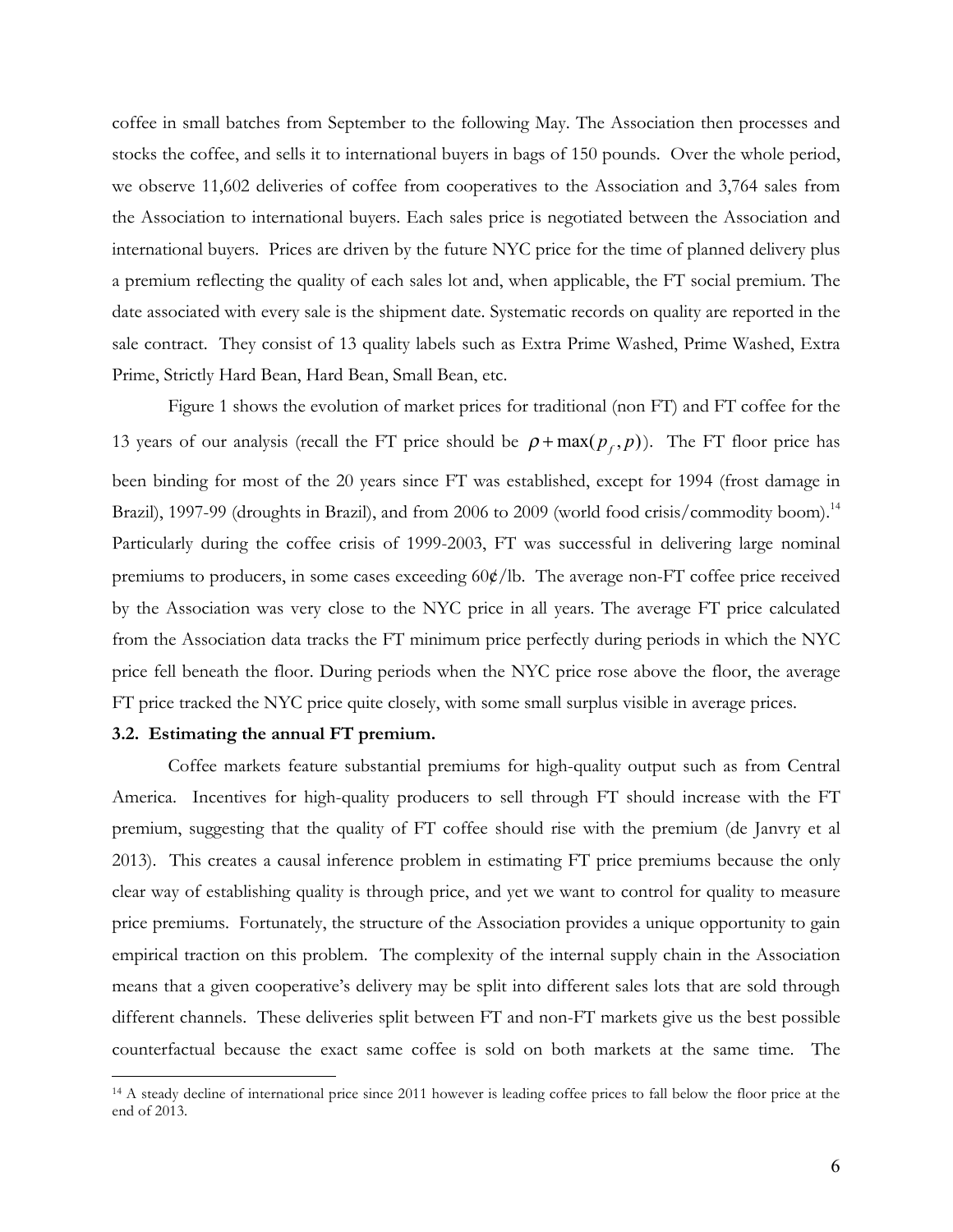coffee in small batches from September to the following May. The Association then processes and stocks the coffee, and sells it to international buyers in bags of 150 pounds. Over the whole period, we observe 11,602 deliveries of coffee from cooperatives to the Association and 3,764 sales from the Association to international buyers. Each sales price is negotiated between the Association and international buyers. Prices are driven by the future NYC price for the time of planned delivery plus a premium reflecting the quality of each sales lot and, when applicable, the FT social premium. The date associated with every sale is the shipment date. Systematic records on quality are reported in the sale contract. They consist of 13 quality labels such as Extra Prime Washed, Prime Washed, Extra Prime, Strictly Hard Bean, Hard Bean, Small Bean, etc.

Figure 1 shows the evolution of market prices for traditional (non FT) and FT coffee for the 13 years of our analysis (recall the FT price should be $\rho + \max(p_f, p)$). The FT floor price has been binding for most of the 20 years since FT was established, except for 1994 (frost damage in Brazil), 1997-99 (droughts in Brazil), and from 2006 to 2009 (world food crisis/commodity boom).[14] Particularly during the coffee crisis of 1999-2003, FT was successful in delivering large nominal premiums to producers, in some cases exceeding 60¢/lb. The average non-FT coffee price received by the Association was very close to the NYC price in all years. The average FT price calculated from the Association data tracks the FT minimum price perfectly during periods in which the NYC price fell beneath the floor. During periods when the NYC price rose above the floor, the average FT price tracked the NYC price quite closely, with some small surplus visible in average prices.

### 3.2. Estimating the annual FT premium.

Coffee markets feature substantial premiums for high-quality output such as from Central America. Incentives for high-quality producers to sell through FT should increase with the FT premium, suggesting that the quality of FT coffee should rise with the premium (de Janvry et al 2013). This creates a causal inference problem in estimating FT price premiums because the only clear way of establishing quality is through price, and yet we want to control for quality to measure price premiums. Fortunately, the structure of the Association provides a unique opportunity to gain empirical traction on this problem. The complexity of the internal supply chain in the Association means that a given cooperative's delivery may be split into different sales lots that are sold through different channels. These deliveries split between FT and non-FT markets give us the best possible counterfactual because the exact same coffee is sold on both markets at the same time. The

[14] A steady decline of international price since 2011 however is leading coffee prices to fall below the floor price at the end of 2013.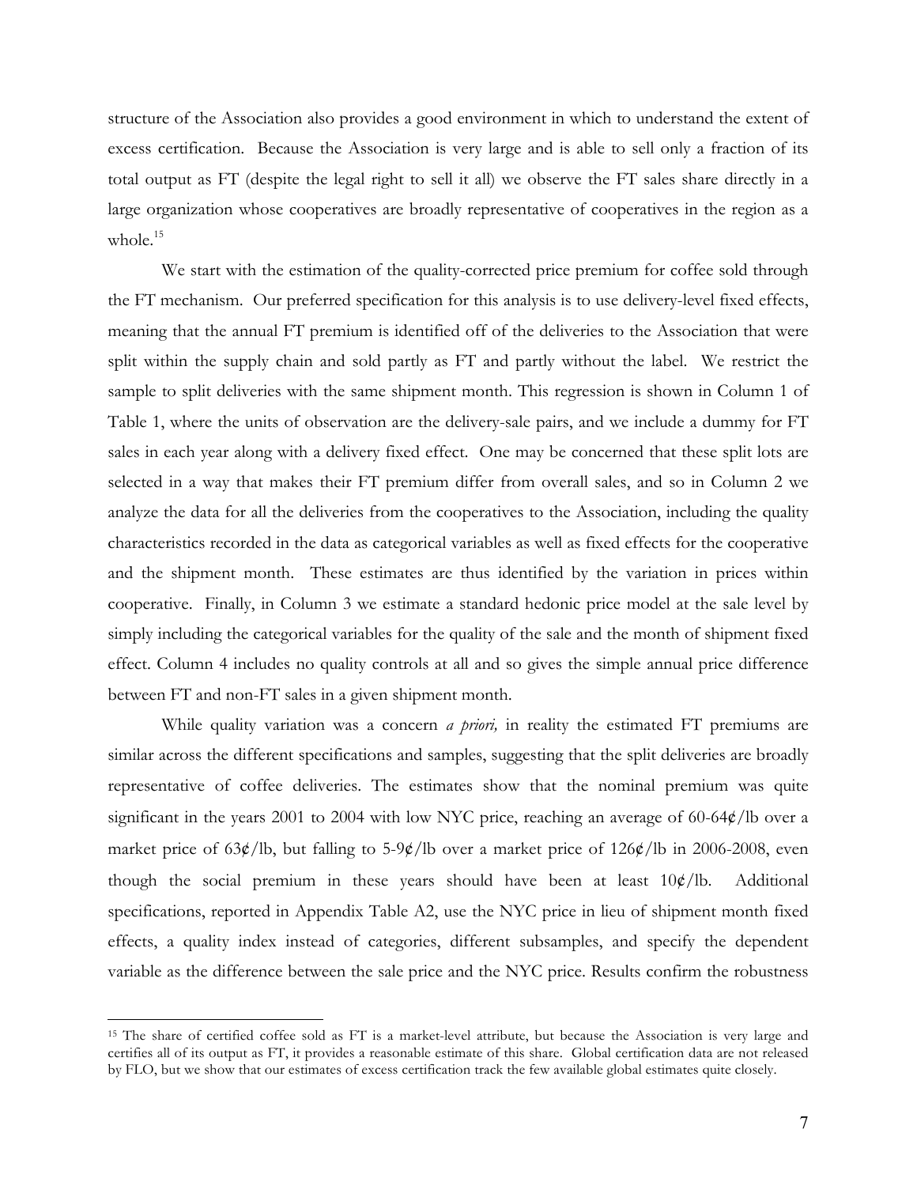structure of the Association also provides a good environment in which to understand the extent of excess certification. Because the Association is very large and is able to sell only a fraction of its total output as FT (despite the legal right to sell it all) we observe the FT sales share directly in a large organization whose cooperatives are broadly representative of cooperatives in the region as a whole.[15]

We start with the estimation of the quality-corrected price premium for coffee sold through the FT mechanism. Our preferred specification for this analysis is to use delivery-level fixed effects, meaning that the annual FT premium is identified off of the deliveries to the Association that were split within the supply chain and sold partly as FT and partly without the label. We restrict the sample to split deliveries with the same shipment month. This regression is shown in Column 1 of Table 1, where the units of observation are the delivery-sale pairs, and we include a dummy for FT sales in each year along with a delivery fixed effect. One may be concerned that these split lots are selected in a way that makes their FT premium differ from overall sales, and so in Column 2 we analyze the data for all the deliveries from the cooperatives to the Association, including the quality characteristics recorded in the data as categorical variables as well as fixed effects for the cooperative and the shipment month. These estimates are thus identified by the variation in prices within cooperative. Finally, in Column 3 we estimate a standard hedonic price model at the sale level by simply including the categorical variables for the quality of the sale and the month of shipment fixed effect. Column 4 includes no quality controls at all and so gives the simple annual price difference between FT and non-FT sales in a given shipment month.

While quality variation was a concern *a priori,* in reality the estimated FT premiums are similar across the different specifications and samples, suggesting that the split deliveries are broadly representative of coffee deliveries. The estimates show that the nominal premium was quite significant in the years 2001 to 2004 with low NYC price, reaching an average of 60-64¢/lb over a market price of 63¢/lb, but falling to 5-9¢/lb over a market price of 126¢/lb in 2006-2008, even though the social premium in these years should have been at least 10¢/lb. Additional specifications, reported in Appendix Table A2, use the NYC price in lieu of shipment month fixed effects, a quality index instead of categories, different subsamples, and specify the dependent variable as the difference between the sale price and the NYC price. Results confirm the robustness

[15] The share of certified coffee sold as FT is a market-level attribute, but because the Association is very large and certifies all of its output as FT, it provides a reasonable estimate of this share. Global certification data are not released by FLO, but we show that our estimates of excess certification track the few available global estimates quite closely.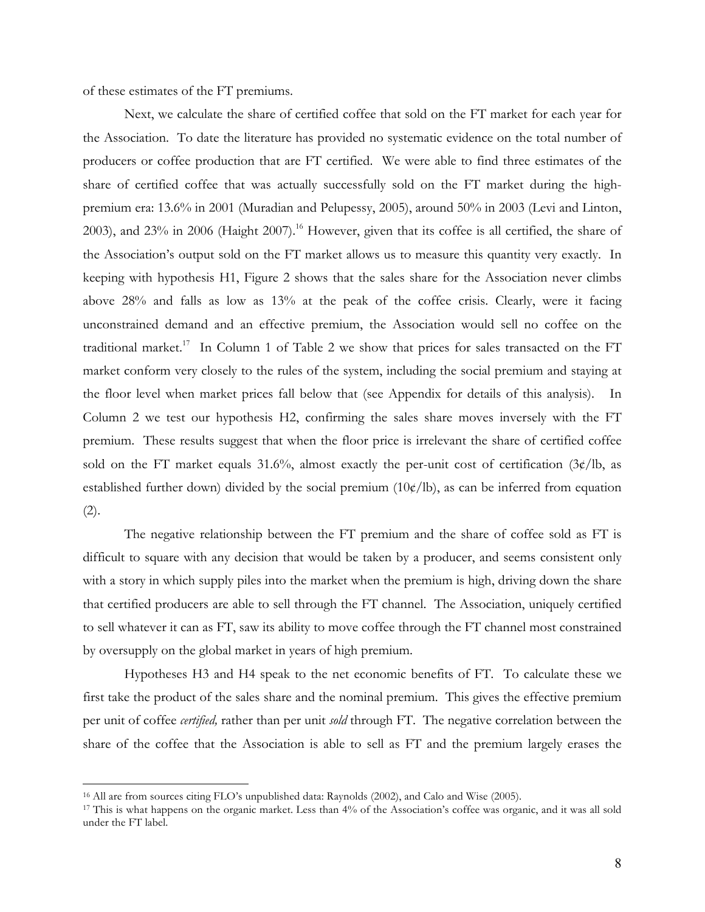of these estimates of the FT premiums.

Next, we calculate the share of certified coffee that sold on the FT market for each year for the Association. To date the literature has provided no systematic evidence on the total number of producers or coffee production that are FT certified. We were able to find three estimates of the share of certified coffee that was actually successfully sold on the FT market during the high-premium era: 13.6% in 2001 (Muradian and Pelupessy, 2005), around 50% in 2003 (Levi and Linton, 2003), and 23% in 2006 (Haight 2007).[16] However, given that its coffee is all certified, the share of the Association's output sold on the FT market allows us to measure this quantity very exactly. In keeping with hypothesis H1, Figure 2 shows that the sales share for the Association never climbs above 28% and falls as low as 13% at the peak of the coffee crisis. Clearly, were it facing unconstrained demand and an effective premium, the Association would sell no coffee on the traditional market.[17] In Column 1 of Table 2 we show that prices for sales transacted on the FT market conform very closely to the rules of the system, including the social premium and staying at the floor level when market prices fall below that (see Appendix for details of this analysis). In Column 2 we test our hypothesis H2, confirming the sales share moves inversely with the FT premium. These results suggest that when the floor price is irrelevant the share of certified coffee sold on the FT market equals 31.6%, almost exactly the per-unit cost of certification (3¢/lb, as established further down) divided by the social premium (10¢/lb), as can be inferred from equation (2).

The negative relationship between the FT premium and the share of coffee sold as FT is difficult to square with any decision that would be taken by a producer, and seems consistent only with a story in which supply piles into the market when the premium is high, driving down the share that certified producers are able to sell through the FT channel. The Association, uniquely certified to sell whatever it can as FT, saw its ability to move coffee through the FT channel most constrained by oversupply on the global market in years of high premium.

Hypotheses H3 and H4 speak to the net economic benefits of FT. To calculate these we first take the product of the sales share and the nominal premium. This gives the effective premium per unit of coffee *certified,* rather than per unit *sold* through FT. The negative correlation between the share of the coffee that the Association is able to sell as FT and the premium largely erases the

---

[16] All are from sources citing FLO's unpublished data: Raynolds (2002), and Calo and Wise (2005).

[17] This is what happens on the organic market. Less than 4% of the Association's coffee was organic, and it was all sold under the FT label.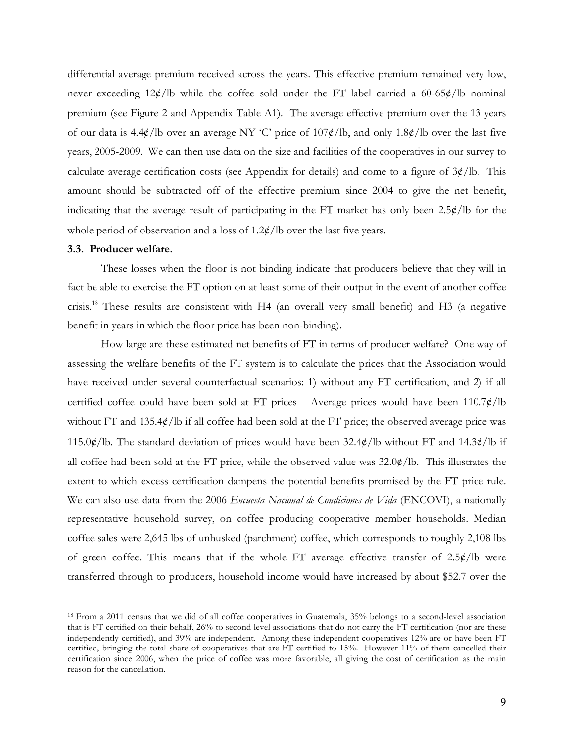differential average premium received across the years. This effective premium remained very low, never exceeding 12¢/lb while the coffee sold under the FT label carried a 60-65¢/lb nominal premium (see Figure 2 and Appendix Table A1). The average effective premium over the 13 years of our data is 4.4¢/lb over an average NY 'C' price of 107¢/lb, and only 1.8¢/lb over the last five years, 2005-2009. We can then use data on the size and facilities of the cooperatives in our survey to calculate average certification costs (see Appendix for details) and come to a figure of 3¢/lb. This amount should be subtracted off of the effective premium since 2004 to give the net benefit, indicating that the average result of participating in the FT market has only been 2.5¢/lb for the whole period of observation and a loss of 1.2¢/lb over the last five years.

### 3.3. Producer welfare.

These losses when the floor is not binding indicate that producers believe that they will in fact be able to exercise the FT option on at least some of their output in the event of another coffee crisis.[18] These results are consistent with H4 (an overall very small benefit) and H3 (a negative benefit in years in which the floor price has been non-binding).

How large are these estimated net benefits of FT in terms of producer welfare? One way of assessing the welfare benefits of the FT system is to calculate the prices that the Association would have received under several counterfactual scenarios: 1) without any FT certification, and 2) if all certified coffee could have been sold at FT prices Average prices would have been 110.7¢/lb without FT and 135.4¢/lb if all coffee had been sold at the FT price; the observed average price was 115.0¢/lb. The standard deviation of prices would have been 32.4¢/lb without FT and 14.3¢/lb if all coffee had been sold at the FT price, while the observed value was 32.0¢/lb. This illustrates the extent to which excess certification dampens the potential benefits promised by the FT price rule. We can also use data from the 2006 *Encuesta Nacional de Condiciones de Vida* (ENCOVI), a nationally representative household survey, on coffee producing cooperative member households. Median coffee sales were 2,645 lbs of unhusked (parchment) coffee, which corresponds to roughly 2,108 lbs of green coffee. This means that if the whole FT average effective transfer of 2.5¢/lb were transferred through to producers, household income would have increased by about $52.7 over the

[18] From a 2011 census that we did of all coffee cooperatives in Guatemala, 35% belongs to a second-level association that is FT certified on their behalf, 26% to second level associations that do not carry the FT certification (nor are these independently certified), and 39% are independent. Among these independent cooperatives 12% are or have been FT certified, bringing the total share of cooperatives that are FT certified to 15%. However 11% of them cancelled their certification since 2006, when the price of coffee was more favorable, all giving the cost of certification as the main reason for the cancellation.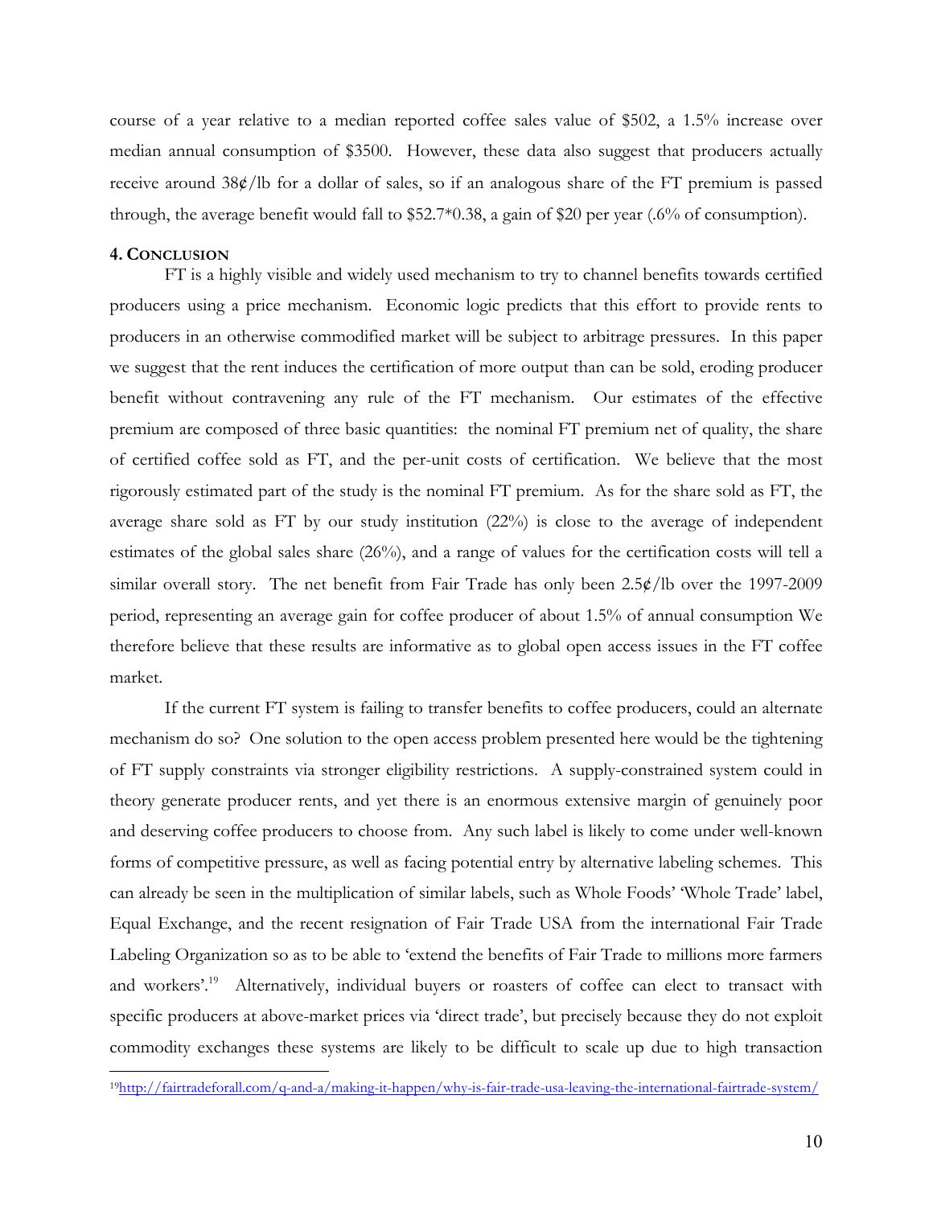course of a year relative to a median reported coffee sales value of $502, a 1.5% increase over median annual consumption of $3500. However, these data also suggest that producers actually receive around 38¢/lb for a dollar of sales, so if an analogous share of the FT premium is passed through, the average benefit would fall to $52.7*0.38, a gain of $20 per year (.6% of consumption).

## 4. Conclusion

FT is a highly visible and widely used mechanism to try to channel benefits towards certified producers using a price mechanism. Economic logic predicts that this effort to provide rents to producers in an otherwise commodified market will be subject to arbitrage pressures. In this paper we suggest that the rent induces the certification of more output than can be sold, eroding producer benefit without contravening any rule of the FT mechanism. Our estimates of the effective premium are composed of three basic quantities: the nominal FT premium net of quality, the share of certified coffee sold as FT, and the per-unit costs of certification. We believe that the most rigorously estimated part of the study is the nominal FT premium. As for the share sold as FT, the average share sold as FT by our study institution (22%) is close to the average of independent estimates of the global sales share (26%), and a range of values for the certification costs will tell a similar overall story. The net benefit from Fair Trade has only been 2.5¢/lb over the 1997-2009 period, representing an average gain for coffee producer of about 1.5% of annual consumption We therefore believe that these results are informative as to global open access issues in the FT coffee market.

If the current FT system is failing to transfer benefits to coffee producers, could an alternate mechanism do so? One solution to the open access problem presented here would be the tightening of FT supply constraints via stronger eligibility restrictions. A supply-constrained system could in theory generate producer rents, and yet there is an enormous extensive margin of genuinely poor and deserving coffee producers to choose from. Any such label is likely to come under well-known forms of competitive pressure, as well as facing potential entry by alternative labeling schemes. This can already be seen in the multiplication of similar labels, such as Whole Foods' 'Whole Trade' label, Equal Exchange, and the recent resignation of Fair Trade USA from the international Fair Trade Labeling Organization so as to be able to 'extend the benefits of Fair Trade to millions more farmers and workers'.[19] Alternatively, individual buyers or roasters of coffee can elect to transact with specific producers at above-market prices via 'direct trade', but precisely because they do not exploit commodity exchanges these systems are likely to be difficult to scale up due to high transaction

[19] http://fairtradeforall.com/q-and-a/making-it-happen/why-is-fair-trade-usa-leaving-the-international-fairtrade-system/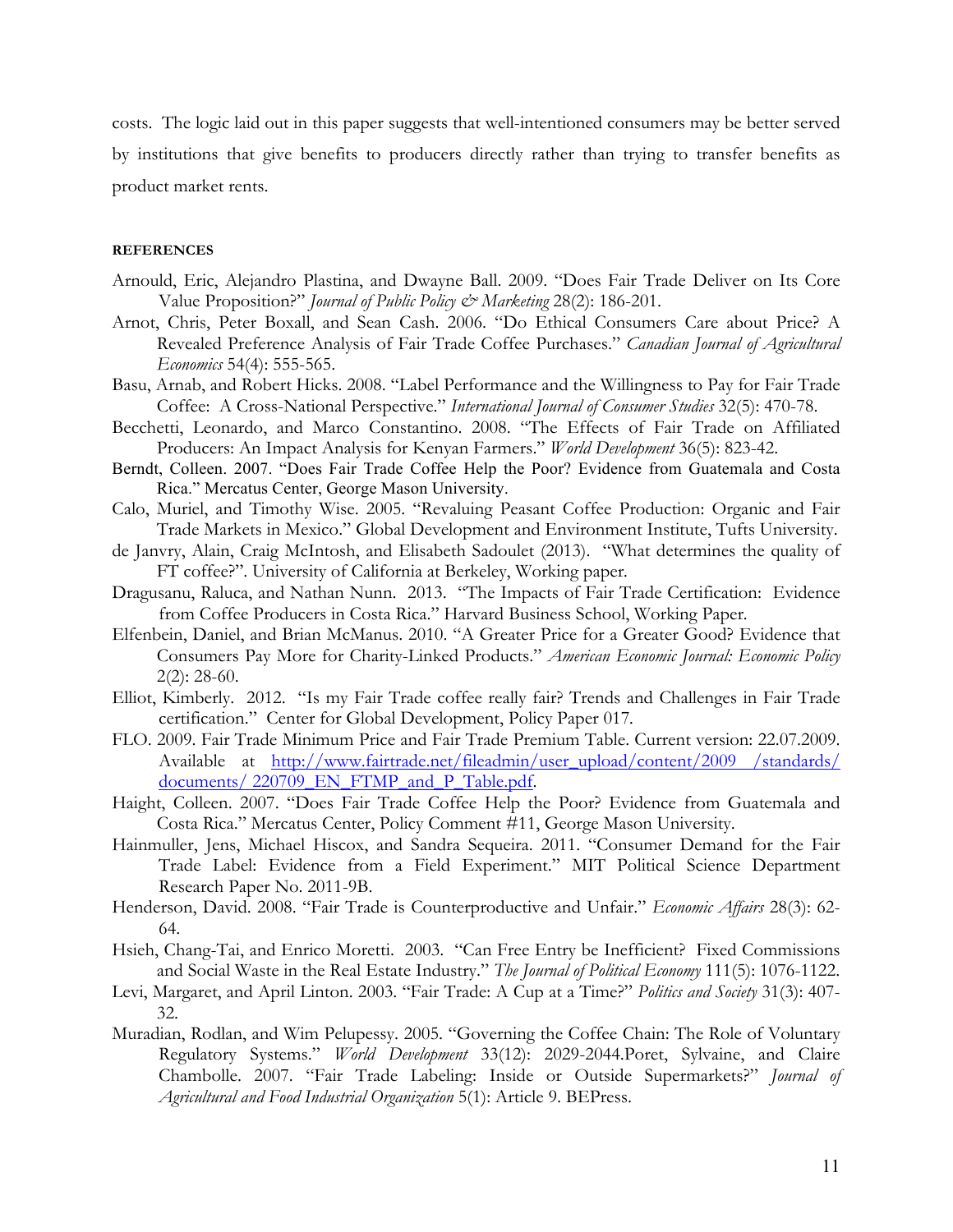costs. The logic laid out in this paper suggests that well-intentioned consumers may be better served by institutions that give benefits to producers directly rather than trying to transfer benefits as product market rents.

#### REFERENCES

Arnould, Eric, Alejandro Plastina, and Dwayne Ball. 2009. "Does Fair Trade Deliver on Its Core Value Proposition?" *Journal of Public Policy & Marketing* 28(2): 186-201.

Arnot, Chris, Peter Boxall, and Sean Cash. 2006. "Do Ethical Consumers Care about Price? A Revealed Preference Analysis of Fair Trade Coffee Purchases." *Canadian Journal of Agricultural Economics* 54(4): 555-565.

Basu, Arnab, and Robert Hicks. 2008. "Label Performance and the Willingness to Pay for Fair Trade Coffee: A Cross-National Perspective." *International Journal of Consumer Studies* 32(5): 470-78.

Becchetti, Leonardo, and Marco Constantino. 2008. "The Effects of Fair Trade on Affiliated Producers: An Impact Analysis for Kenyan Farmers." *World Development* 36(5): 823-42.

Berndt, Colleen. 2007. "Does Fair Trade Coffee Help the Poor? Evidence from Guatemala and Costa Rica." Mercatus Center, George Mason University.

Calo, Muriel, and Timothy Wise. 2005. "Revaluing Peasant Coffee Production: Organic and Fair Trade Markets in Mexico." Global Development and Environment Institute, Tufts University.

de Janvry, Alain, Craig McIntosh, and Elisabeth Sadoulet (2013). "What determines the quality of FT coffee?". University of California at Berkeley, Working paper.

Dragusanu, Raluca, and Nathan Nunn. 2013. "The Impacts of Fair Trade Certification: Evidence from Coffee Producers in Costa Rica." Harvard Business School, Working Paper.

Elfenbein, Daniel, and Brian McManus. 2010. "A Greater Price for a Greater Good? Evidence that Consumers Pay More for Charity-Linked Products." *American Economic Journal: Economic Policy* 2(2): 28-60.

Elliot, Kimberly. 2012. "Is my Fair Trade coffee really fair? Trends and Challenges in Fair Trade certification." Center for Global Development, Policy Paper 017.

FLO. 2009. Fair Trade Minimum Price and Fair Trade Premium Table. Current version: 22.07.2009. Available at http://www.fairtrade.net/fileadmin/user_upload/content/2009 /standards/documents/ 220709_EN_FTMP_and_P_Table.pdf.

Haight, Colleen. 2007. "Does Fair Trade Coffee Help the Poor? Evidence from Guatemala and Costa Rica." Mercatus Center, Policy Comment #11, George Mason University.

Hainmuller, Jens, Michael Hiscox, and Sandra Sequeira. 2011. "Consumer Demand for the Fair Trade Label: Evidence from a Field Experiment." MIT Political Science Department Research Paper No. 2011-9B.

Henderson, David. 2008. "Fair Trade is Counterproductive and Unfair." *Economic Affairs* 28(3): 62-64.

Hsieh, Chang-Tai, and Enrico Moretti. 2003. "Can Free Entry be Inefficient? Fixed Commissions and Social Waste in the Real Estate Industry." *The Journal of Political Economy* 111(5): 1076-1122.

Levi, Margaret, and April Linton. 2003. "Fair Trade: A Cup at a Time?" *Politics and Society* 31(3): 407-32.

Muradian, Rodlan, and Wim Pelupessy. 2005. "Governing the Coffee Chain: The Role of Voluntary Regulatory Systems." *World Development* 33(12): 2029-2044.Poret, Sylvaine, and Claire Chambolle. 2007. "Fair Trade Labeling: Inside or Outside Supermarkets?" *Journal of Agricultural and Food Industrial Organization* 5(1): Article 9. BEPress.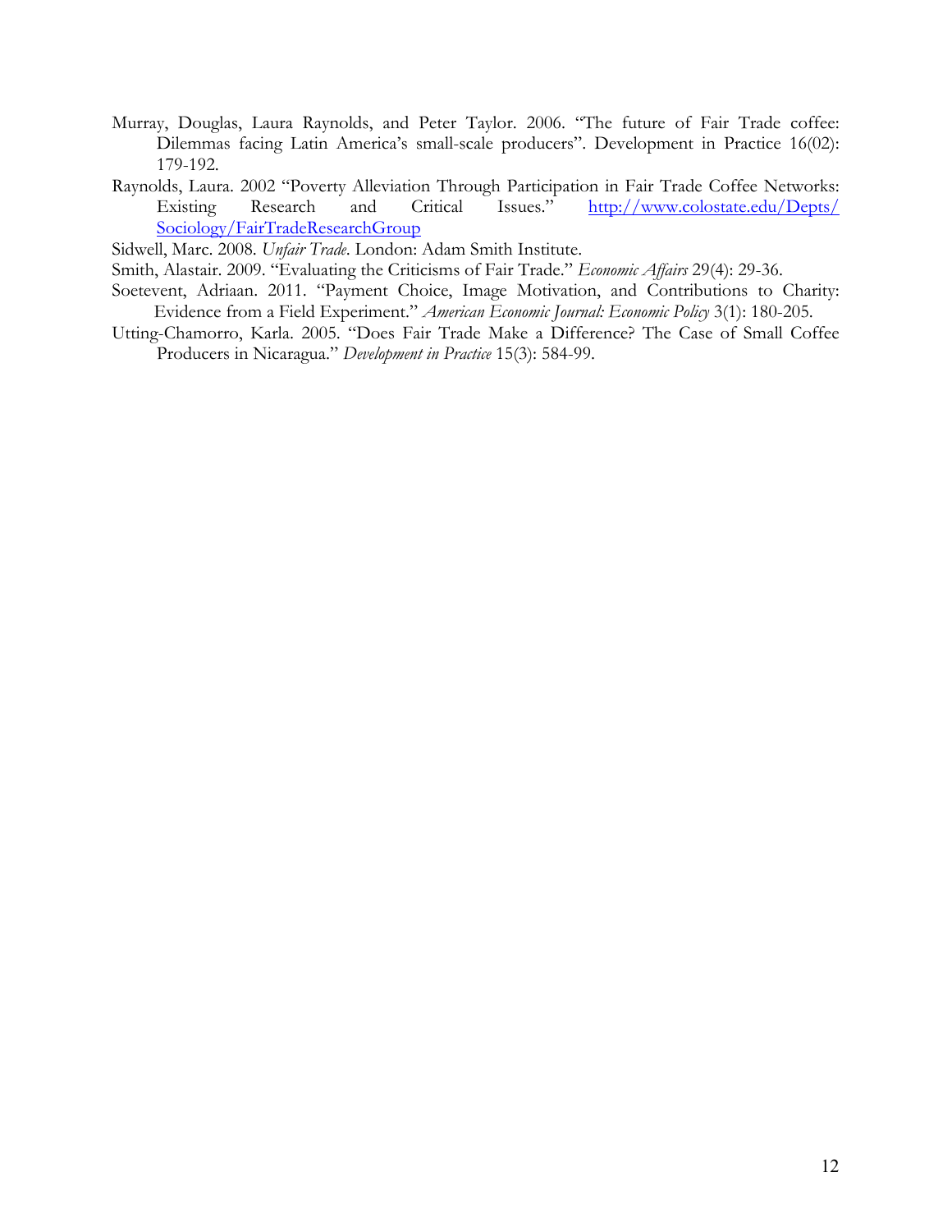Murray, Douglas, Laura Raynolds, and Peter Taylor. 2006. "The future of Fair Trade coffee: Dilemmas facing Latin America's small-scale producers". Development in Practice 16(02): 179-192.

Raynolds, Laura. 2002 "Poverty Alleviation Through Participation in Fair Trade Coffee Networks: Existing Research and Critical Issues." http://www.colostate.edu/Depts/Sociology/FairTradeResearchGroup

Sidwell, Marc. 2008. *Unfair Trade*. London: Adam Smith Institute.

Smith, Alastair. 2009. "Evaluating the Criticisms of Fair Trade." *Economic Affairs* 29(4): 29-36.

Soetevent, Adriaan. 2011. "Payment Choice, Image Motivation, and Contributions to Charity: Evidence from a Field Experiment." *American Economic Journal: Economic Policy* 3(1): 180-205.

Utting-Chamorro, Karla. 2005. "Does Fair Trade Make a Difference? The Case of Small Coffee Producers in Nicaragua." *Development in Practice* 15(3): 584-99.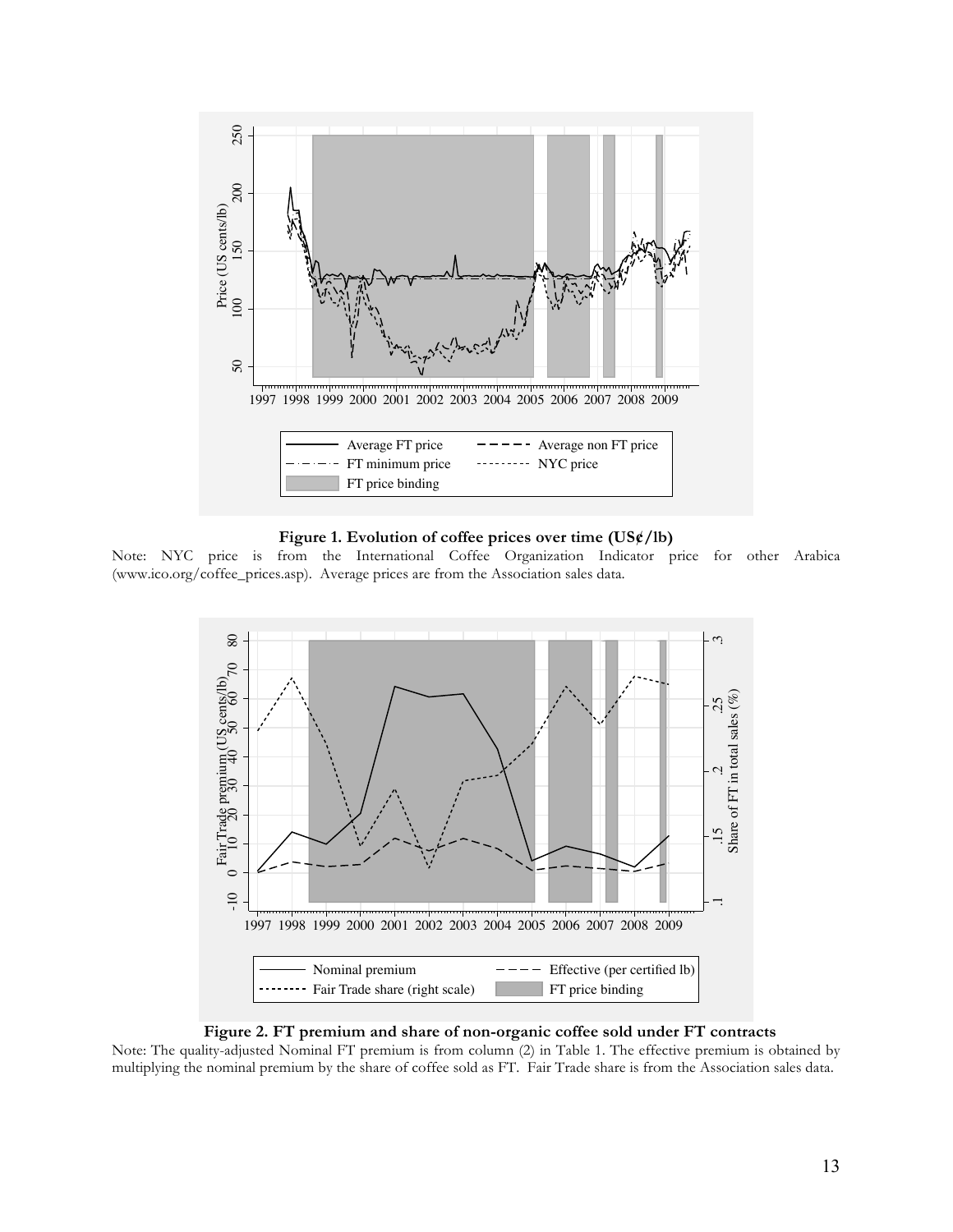**Figure 1. Evolution of coffee prices over time (US¢/lb)**

Note: NYC price is from the International Coffee Organization Indicator price for other Arabica (www.ico.org/coffee_prices.asp). Average prices are from the Association sales data.

**Figure 2. FT premium and share of non-organic coffee sold under FT contracts**

Note: The quality-adjusted Nominal FT premium is from column (2) in Table 1. The effective premium is obtained by multiplying the nominal premium by the share of coffee sold as FT. Fair Trade share is from the Association sales data.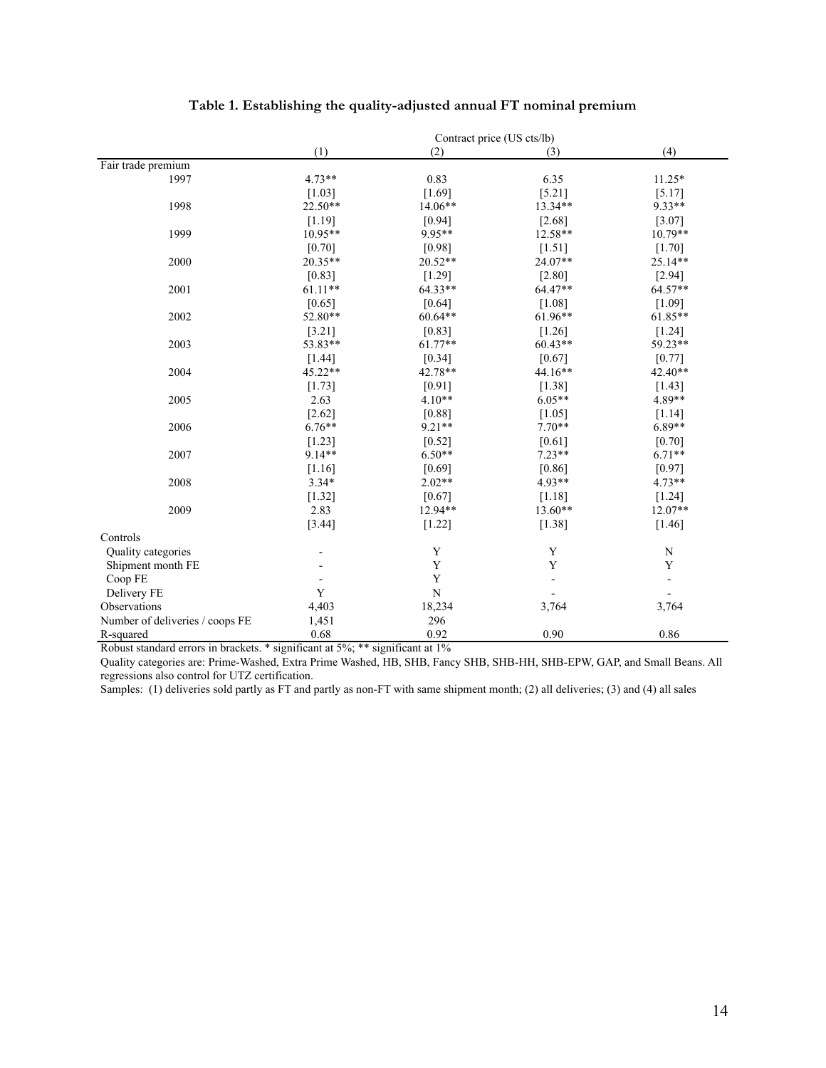**Table 1. Establishing the quality-adjusted annual FT nominal premium**

| | Contract price (US cts/lb) | | | |
|---|---|---|---|---|
| | (1) | (2) | (3) | (4) |
| Fair trade premium | | | | |
| 1997 | 4.73** | 0.83 | 6.35 | 11.25* |
| | [1.03] | [1.69] | [5.21] | [5.17] |
| 1998 | 22.50** | 14.06** | 13.34** | 9.33** |
| | [1.19] | [0.94] | [2.68] | [3.07] |
| 1999 | 10.95** | 9.95** | 12.58** | 10.79** |
| | [0.70] | [0.98] | [1.51] | [1.70] |
| 2000 | 20.35** | 20.52** | 24.07** | 25.14** |
| | [0.83] | [1.29] | [2.80] | [2.94] |
| 2001 | 61.11** | 64.33** | 64.47** | 64.57** |
| | [0.65] | [0.64] | [1.08] | [1.09] |
| 2002 | 52.80** | 60.64** | 61.96** | 61.85** |
| | [3.21] | [0.83] | [1.26] | [1.24] |
| 2003 | 53.83** | 61.77** | 60.43** | 59.23** |
| | [1.44] | [0.34] | [0.67] | [0.77] |
| 2004 | 45.22** | 42.78** | 44.16** | 42.40** |
| | [1.73] | [0.91] | [1.38] | [1.43] |
| 2005 | 2.63 | 4.10** | 6.05** | 4.89** |
| | [2.62] | [0.88] | [1.05] | [1.14] |
| 2006 | 6.76** | 9.21** | 7.70** | 6.89** |
| | [1.23] | [0.52] | [0.61] | [0.70] |
| 2007 | 9.14** | 6.50** | 7.23** | 6.71** |
| | [1.16] | [0.69] | [0.86] | [0.97] |
| 2008 | 3.34* | 2.02** | 4.93** | 4.73** |
| | [1.32] | [0.67] | [1.18] | [1.24] |
| 2009 | 2.83 | 12.94** | 13.60** | 12.07** |
| | [3.44] | [1.22] | [1.38] | [1.46] |
| Controls | | | | |
| Quality categories | - | Y | Y | N |
| Shipment month FE | - | Y | Y | Y |
| Coop FE | - | Y | - | - |
| Delivery FE | Y | N | - | - |
| Observations | 4,403 | 18,234 | 3,764 | 3,764 |
| Number of deliveries / coops FE | 1,451 | 296 | | |
| R-squared | 0.68 | 0.92 | 0.90 | 0.86 |

Robust standard errors in brackets. * significant at 5%; ** significant at 1%

Quality categories are: Prime-Washed, Extra Prime Washed, HB, SHB, Fancy SHB, SHB-HH, SHB-EPW, GAP, and Small Beans. All regressions also control for UTZ certification.

Samples: (1) deliveries sold partly as FT and partly as non-FT with same shipment month; (2) all deliveries; (3) and (4) all sales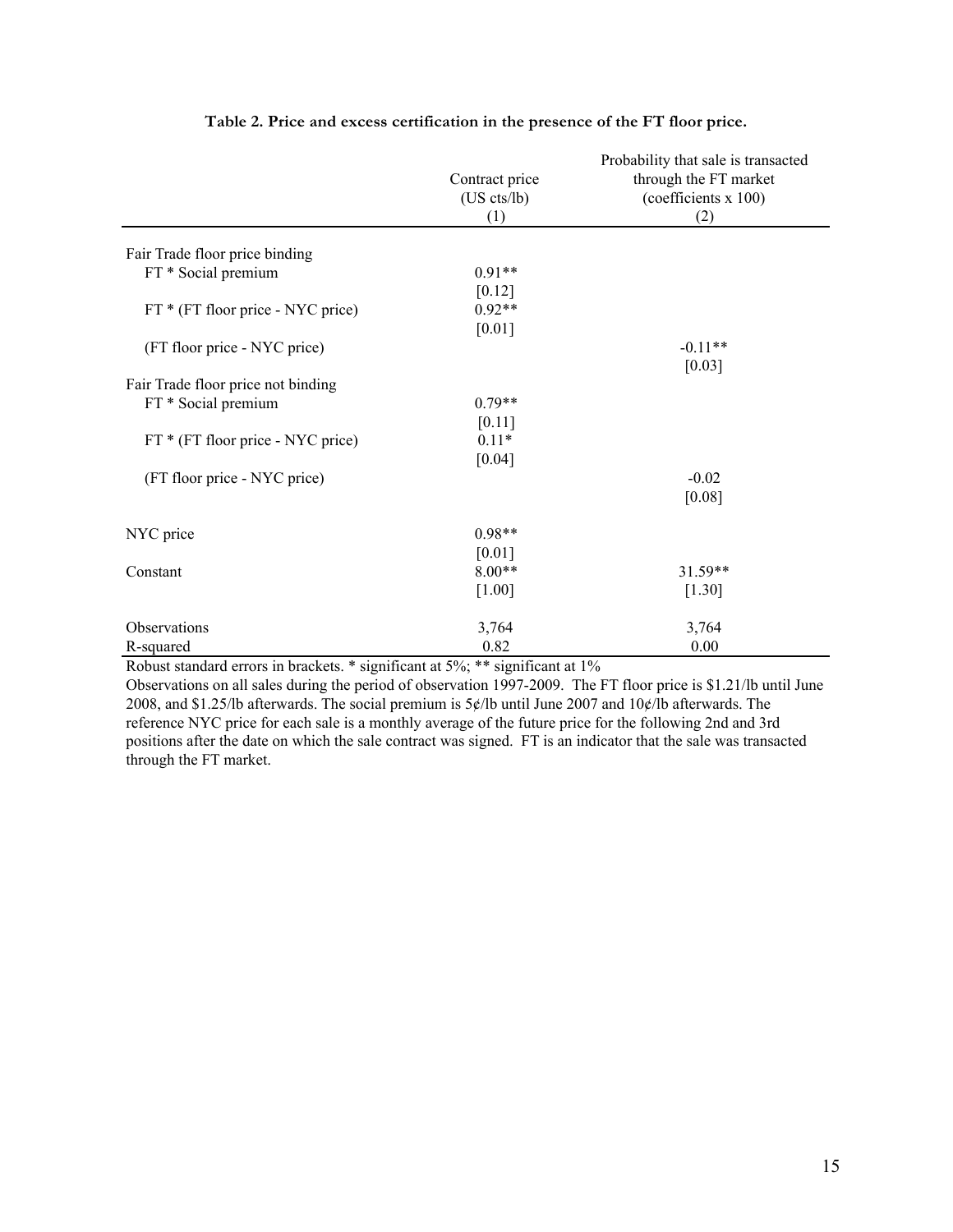**Table 2. Price and excess certification in the presence of the FT floor price.**

| | Contract price (US cts/lb) (1) | Probability that sale is transacted through the FT market (coefficients x 100) (2) |
|---|---|---|
| Fair Trade floor price binding | | |
| FT * Social premium | 0.91** | |
| | [0.12] | |
| FT * (FT floor price - NYC price) | 0.92** | |
| | [0.01] | |
| (FT floor price - NYC price) | | -0.11** |
| | | [0.03] |
| Fair Trade floor price not binding | | |
| FT * Social premium | 0.79** | |
| | [0.11] | |
| FT * (FT floor price - NYC price) | 0.11* | |
| | [0.04] | |
| (FT floor price - NYC price) | | -0.02 |
| | | [0.08] |
| NYC price | 0.98** | |
| | [0.01] | |
| Constant | 8.00** | 31.59** |
| | [1.00] | [1.30] |
| Observations | 3,764 | 3,764 |
| R-squared | 0.82 | 0.00 |

Robust standard errors in brackets. * significant at 5%; ** significant at 1%

Observations on all sales during the period of observation 1997-2009. The FT floor price is \$1.21/lb until June 2008, and \$1.25/lb afterwards. The social premium is 5¢/lb until June 2007 and 10¢/lb afterwards. The reference NYC price for each sale is a monthly average of the future price for the following 2nd and 3rd positions after the date on which the sale contract was signed. FT is an indicator that the sale was transacted through the FT market.